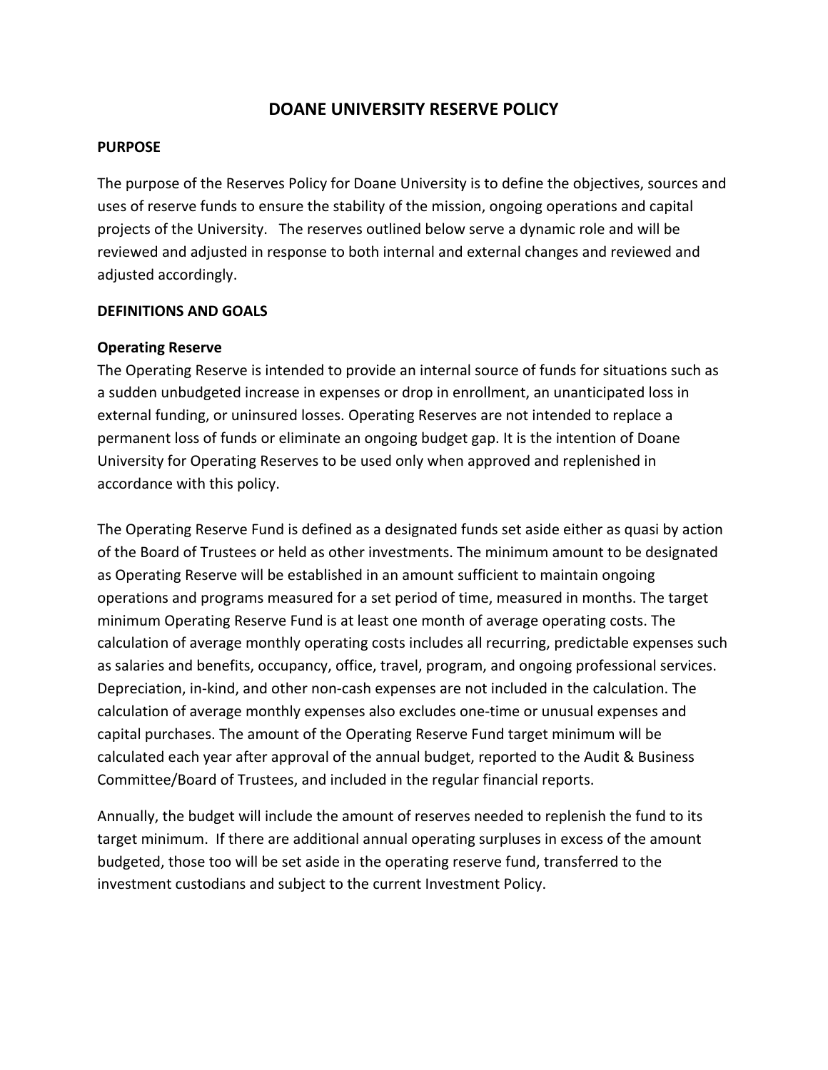# DOANE UNIVERSITY RESERVE POLICY

## PURPOSE

The purpose of the Reserves Policy for Doane University is to define the objectives, sources and uses of reserve funds to ensure the stability of the mission, ongoing operations and capital projects of the University. The reserves outlined below serve a dynamic role and will be reviewed and adjusted in response to both internal and external changes and reviewed and adjusted accordingly.

## DEFINITIONS AND GOALS

### Operating Reserve

The Operating Reserve is intended to provide an internal source of funds for situations such as a sudden unbudgeted increase in expenses or drop in enrollment, an unanticipated loss in external funding, or uninsured losses. Operating Reserves are not intended to replace a permanent loss of funds or eliminate an ongoing budget gap. It is the intention of Doane University for Operating Reserves to be used only when approved and replenished in accordance with this policy.

The Operating Reserve Fund is defined as a designated funds set aside either as quasi by action of the Board of Trustees or held as other investments. The minimum amount to be designated as Operating Reserve will be established in an amount sufficient to maintain ongoing operations and programs measured for a set period of time, measured in months. The target minimum Operating Reserve Fund is at least one month of average operating costs. The calculation of average monthly operating costs includes all recurring, predictable expenses such as salaries and benefits, occupancy, office, travel, program, and ongoing professional services. Depreciation, in-kind, and other non-cash expenses are not included in the calculation. The calculation of average monthly expenses also excludes one-time or unusual expenses and capital purchases. The amount of the Operating Reserve Fund target minimum will be calculated each year after approval of the annual budget, reported to the Audit & Business Committee/Board of Trustees, and included in the regular financial reports.

Annually, the budget will include the amount of reserves needed to replenish the fund to its target minimum. If there are additional annual operating surpluses in excess of the amount budgeted, those too will be set aside in the operating reserve fund, transferred to the investment custodians and subject to the current Investment Policy.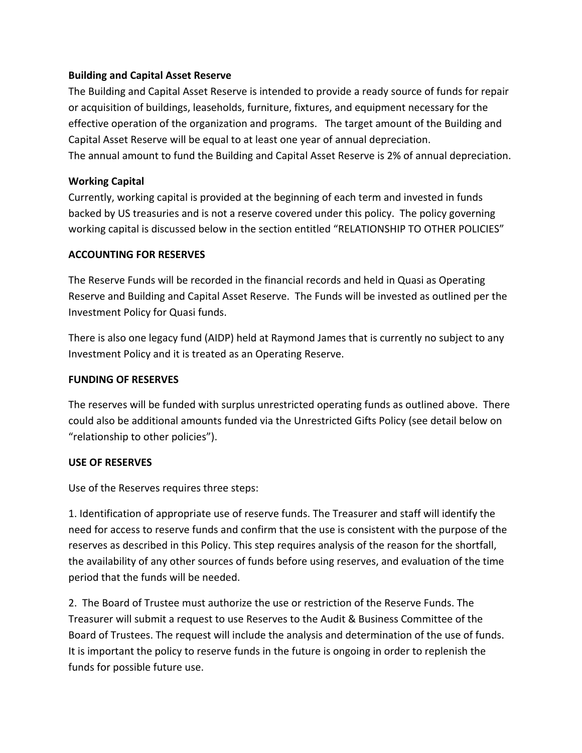**Building and Capital Asset Reserve**

The Building and Capital Asset Reserve is intended to provide a ready source of funds for repair or acquisition of buildings, leaseholds, furniture, fixtures, and equipment necessary for the effective operation of the organization and programs. The target amount of the Building and Capital Asset Reserve will be equal to at least one year of annual depreciation.
The annual amount to fund the Building and Capital Asset Reserve is 2% of annual depreciation.

**Working Capital**

Currently, working capital is provided at the beginning of each term and invested in funds backed by US treasuries and is not a reserve covered under this policy. The policy governing working capital is discussed below in the section entitled "RELATIONSHIP TO OTHER POLICIES"

**ACCOUNTING FOR RESERVES**

The Reserve Funds will be recorded in the financial records and held in Quasi as Operating Reserve and Building and Capital Asset Reserve. The Funds will be invested as outlined per the Investment Policy for Quasi funds.

There is also one legacy fund (AIDP) held at Raymond James that is currently no subject to any Investment Policy and it is treated as an Operating Reserve.

**FUNDING OF RESERVES**

The reserves will be funded with surplus unrestricted operating funds as outlined above. There could also be additional amounts funded via the Unrestricted Gifts Policy (see detail below on "relationship to other policies").

**USE OF RESERVES**

Use of the Reserves requires three steps:

1. Identification of appropriate use of reserve funds. The Treasurer and staff will identify the need for access to reserve funds and confirm that the use is consistent with the purpose of the reserves as described in this Policy. This step requires analysis of the reason for the shortfall, the availability of any other sources of funds before using reserves, and evaluation of the time period that the funds will be needed.

2. The Board of Trustee must authorize the use or restriction of the Reserve Funds. The Treasurer will submit a request to use Reserves to the Audit & Business Committee of the Board of Trustees. The request will include the analysis and determination of the use of funds. It is important the policy to reserve funds in the future is ongoing in order to replenish the funds for possible future use.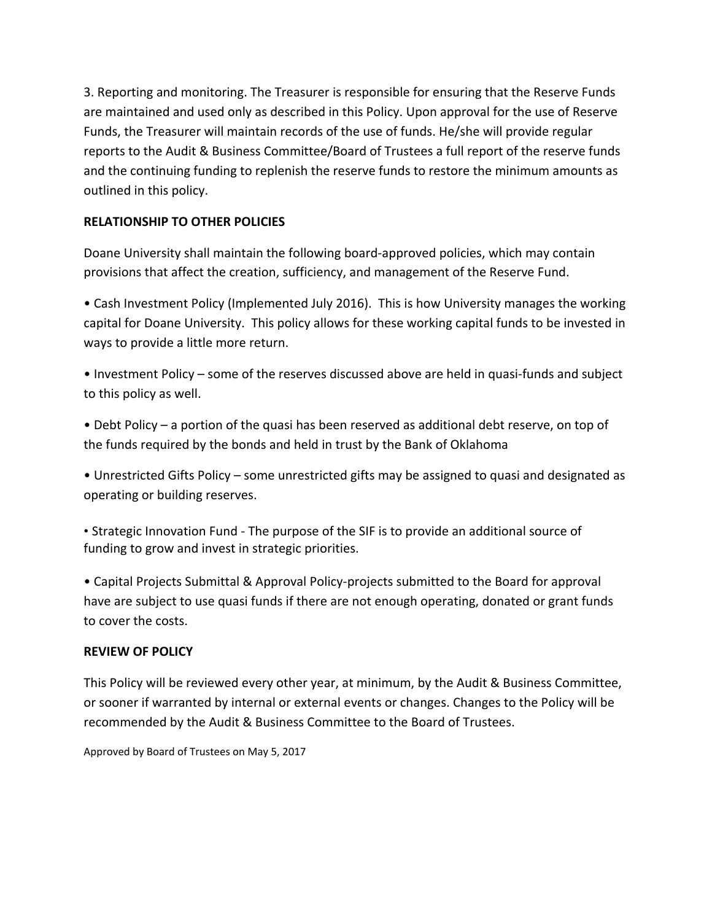3. Reporting and monitoring. The Treasurer is responsible for ensuring that the Reserve Funds are maintained and used only as described in this Policy. Upon approval for the use of Reserve Funds, the Treasurer will maintain records of the use of funds. He/she will provide regular reports to the Audit & Business Committee/Board of Trustees a full report of the reserve funds and the continuing funding to replenish the reserve funds to restore the minimum amounts as outlined in this policy.

**RELATIONSHIP TO OTHER POLICIES**

Doane University shall maintain the following board-approved policies, which may contain provisions that affect the creation, sufficiency, and management of the Reserve Fund.

• Cash Investment Policy (Implemented July 2016). This is how University manages the working capital for Doane University. This policy allows for these working capital funds to be invested in ways to provide a little more return.

• Investment Policy – some of the reserves discussed above are held in quasi-funds and subject to this policy as well.

• Debt Policy – a portion of the quasi has been reserved as additional debt reserve, on top of the funds required by the bonds and held in trust by the Bank of Oklahoma

• Unrestricted Gifts Policy – some unrestricted gifts may be assigned to quasi and designated as operating or building reserves.

• Strategic Innovation Fund - The purpose of the SIF is to provide an additional source of funding to grow and invest in strategic priorities.

• Capital Projects Submittal & Approval Policy-projects submitted to the Board for approval have are subject to use quasi funds if there are not enough operating, donated or grant funds to cover the costs.

**REVIEW OF POLICY**

This Policy will be reviewed every other year, at minimum, by the Audit & Business Committee, or sooner if warranted by internal or external events or changes. Changes to the Policy will be recommended by the Audit & Business Committee to the Board of Trustees.

Approved by Board of Trustees on May 5, 2017